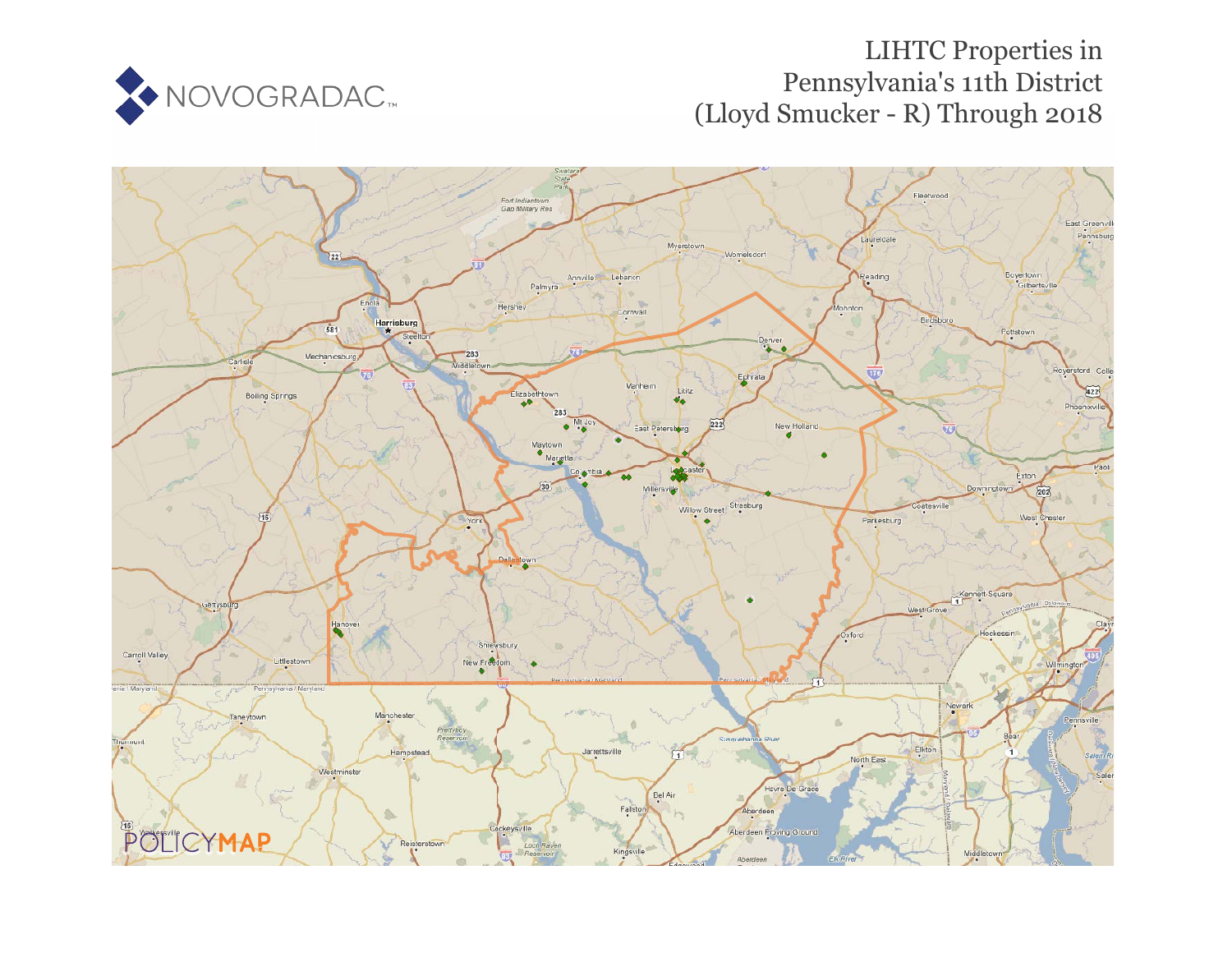NOVOGRADAC

# LIHTC Properties in Pennsylvania's 11th District (Lloyd Smucker - R) Through 2018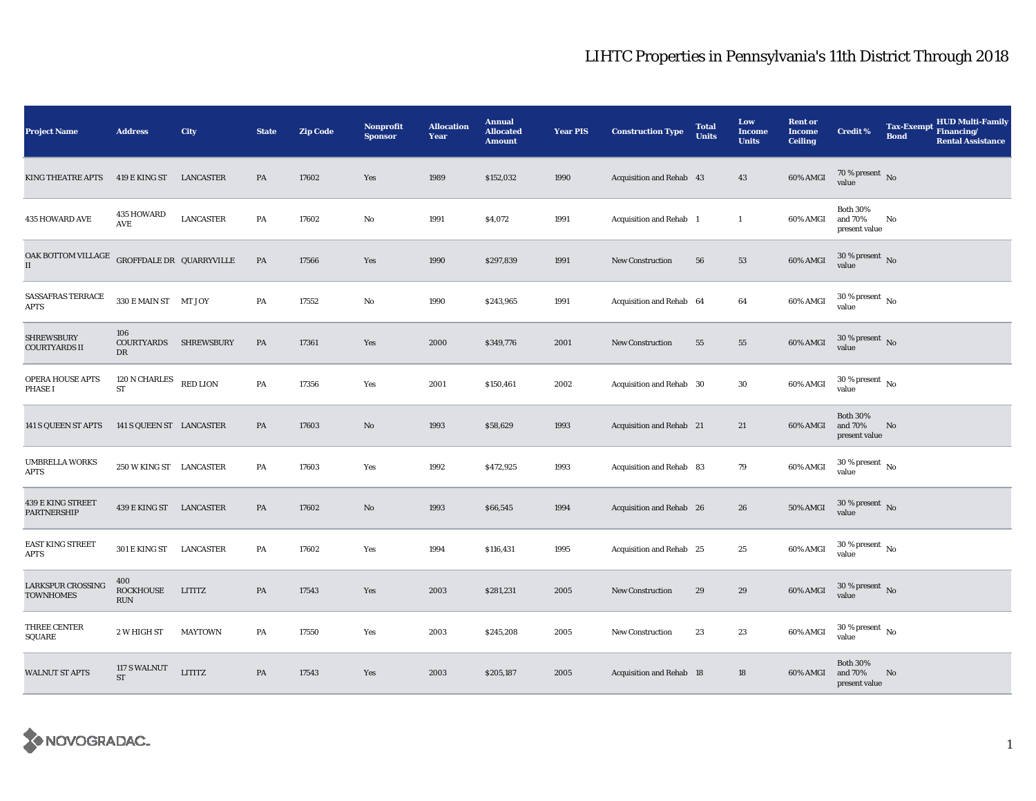# LIHTC Properties in Pennsylvania's 11th District Through 2018

| Project Name | Address | City | State | Zip Code | Nonprofit Sponsor | Allocation Year | Annual Allocated Amount | Year PIS | Construction Type | Total Units | Low Income Units | Rent or Income Ceiling | Credit % | Tax-Exempt Bond | HUD Multi-Family Financing/ Rental Assistance |
|---|---|---|---|---|---|---|---|---|---|---|---|---|---|---|---|
| KING THEATRE APTS | 419 E KING ST | LANCASTER | PA | 17602 | Yes | 1989 | $152,032 | 1990 | Acquisition and Rehab | 43 | 43 | 60% AMGI | 70 % present value | No | |
| 435 HOWARD AVE | 435 HOWARD AVE | LANCASTER | PA | 17602 | No | 1991 | $4,072 | 1991 | Acquisition and Rehab | 1 | 1 | 60% AMGI | Both 30% and 70% present value | No | |
| OAK BOTTOM VILLAGE II | GROFFDALE DR | QUARRYVILLE | PA | 17566 | Yes | 1990 | $297,839 | 1991 | New Construction | 56 | 53 | 60% AMGI | 30 % present value | No | |
| SASSAFRAS TERRACE APTS | 330 E MAIN ST | MT JOY | PA | 17552 | No | 1990 | $243,965 | 1991 | Acquisition and Rehab | 64 | 64 | 60% AMGI | 30 % present value | No | |
| SHREWSBURY COURTYARDS II | 106 COURTYARDS DR | SHREWSBURY | PA | 17361 | Yes | 2000 | $349,776 | 2001 | New Construction | 55 | 55 | 60% AMGI | 30 % present value | No | |
| OPERA HOUSE APTS PHASE I | 120 N CHARLES ST | RED LION | PA | 17356 | Yes | 2001 | $150,461 | 2002 | Acquisition and Rehab | 30 | 30 | 60% AMGI | 30 % present value | No | |
| 141 S QUEEN ST APTS | 141 S QUEEN ST | LANCASTER | PA | 17603 | No | 1993 | $58,629 | 1993 | Acquisition and Rehab | 21 | 21 | 60% AMGI | Both 30% and 70% present value | No | |
| UMBRELLA WORKS APTS | 250 W KING ST | LANCASTER | PA | 17603 | Yes | 1992 | $472,925 | 1993 | Acquisition and Rehab | 83 | 79 | 60% AMGI | 30 % present value | No | |
| 439 E KING STREET PARTNERSHIP | 439 E KING ST | LANCASTER | PA | 17602 | No | 1993 | $66,545 | 1994 | Acquisition and Rehab | 26 | 26 | 50% AMGI | 30 % present value | No | |
| EAST KING STREET APTS | 301 E KING ST | LANCASTER | PA | 17602 | Yes | 1994 | $116,431 | 1995 | Acquisition and Rehab | 25 | 25 | 60% AMGI | 30 % present value | No | |
| LARKSPUR CROSSING TOWNHOMES | 400 ROCKHOUSE RUN | LITITZ | PA | 17543 | Yes | 2003 | $281,231 | 2005 | New Construction | 29 | 29 | 60% AMGI | 30 % present value | No | |
| THREE CENTER SQUARE | 2 W HIGH ST | MAYTOWN | PA | 17550 | Yes | 2003 | $245,208 | 2005 | New Construction | 23 | 23 | 60% AMGI | 30 % present value | No | |
| WALNUT ST APTS | 117 S WALNUT ST | LITITZ | PA | 17543 | Yes | 2003 | $205,187 | 2005 | Acquisition and Rehab | 18 | 18 | 60% AMGI | Both 30% and 70% present value | No | |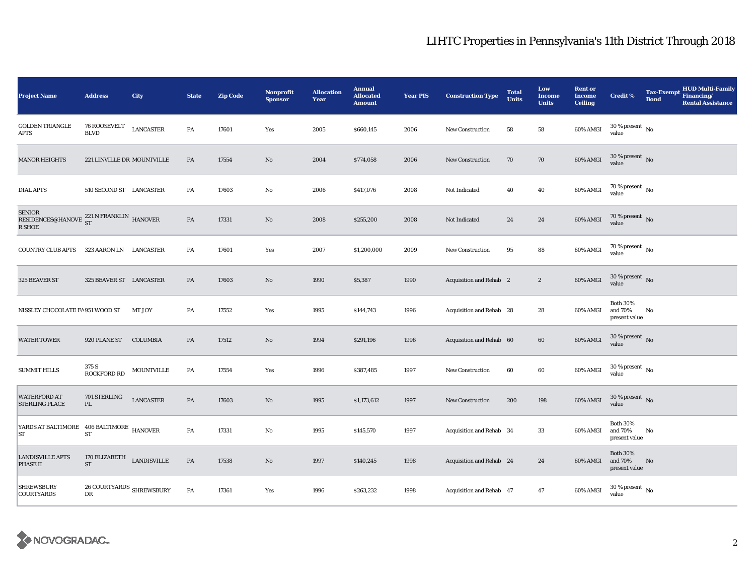# LIHTC Properties in Pennsylvania's 11th District Through 2018

| Project Name | Address | City | State | Zip Code | Nonprofit Sponsor | Allocation Year | Annual Allocated Amount | Year PIS | Construction Type | Total Units | Low Income Units | Rent or Income Ceiling | Credit % | Tax-Exempt Bond | HUD Multi-Family Financing/ Rental Assistance |
|---|---|---|---|---|---|---|---|---|---|---|---|---|---|---|---|
| GOLDEN TRIANGLE APTS | 76 ROOSEVELT BLVD | LANCASTER | PA | 17601 | Yes | 2005 | $660,145 | 2006 | New Construction | 58 | 58 | 60% AMGI | 30 % present value | No | |
| MANOR HEIGHTS | 221 LINVILLE DR | MOUNTVILLE | PA | 17554 | No | 2004 | $774,058 | 2006 | New Construction | 70 | 70 | 60% AMGI | 30 % present value | No | |
| DIAL APTS | 510 SECOND ST | LANCASTER | PA | 17603 | No | 2006 | $417,076 | 2008 | Not Indicated | 40 | 40 | 60% AMGI | 70 % present value | No | |
| SENIOR RESIDENCES@HANOVER SHOE | 221 N FRANKLIN ST | HANOVER | PA | 17331 | No | 2008 | $255,200 | 2008 | Not Indicated | 24 | 24 | 60% AMGI | 70 % present value | No | |
| COUNTRY CLUB APTS | 323 AARON LN | LANCASTER | PA | 17601 | Yes | 2007 | $1,200,000 | 2009 | New Construction | 95 | 88 | 60% AMGI | 70 % present value | No | |
| 325 BEAVER ST | 325 BEAVER ST | LANCASTER | PA | 17603 | No | 1990 | $5,387 | 1990 | Acquisition and Rehab | 2 | 2 | 60% AMGI | 30 % present value | No | |
| NISSLEY CHOCOLATE FA | 951 WOOD ST | MT JOY | PA | 17552 | Yes | 1995 | $144,743 | 1996 | Acquisition and Rehab | 28 | 28 | 60% AMGI | Both 30% and 70% present value | No | |
| WATER TOWER | 920 PLANE ST | COLUMBIA | PA | 17512 | No | 1994 | $291,196 | 1996 | Acquisition and Rehab | 60 | 60 | 60% AMGI | 30 % present value | No | |
| SUMMIT HILLS | 375 S ROCKFORD RD | MOUNTVILLE | PA | 17554 | Yes | 1996 | $387,485 | 1997 | New Construction | 60 | 60 | 60% AMGI | 30 % present value | No | |
| WATERFORD AT STERLING PLACE | 701 STERLING PL | LANCASTER | PA | 17603 | No | 1995 | $1,173,612 | 1997 | New Construction | 200 | 198 | 60% AMGI | 30 % present value | No | |
| YARDS AT BALTIMORE ST | 406 BALTIMORE ST | HANOVER | PA | 17331 | No | 1995 | $145,570 | 1997 | Acquisition and Rehab | 34 | 33 | 60% AMGI | Both 30% and 70% present value | No | |
| LANDISVILLE APTS PHASE II | 170 ELIZABETH ST | LANDISVILLE | PA | 17538 | No | 1997 | $140,245 | 1998 | Acquisition and Rehab | 24 | 24 | 60% AMGI | Both 30% and 70% present value | No | |
| SHREWSBURY COURTYARDS | 26 COURTYARDS DR | SHREWSBURY | PA | 17361 | Yes | 1996 | $263,232 | 1998 | Acquisition and Rehab | 47 | 47 | 60% AMGI | 30 % present value | No | |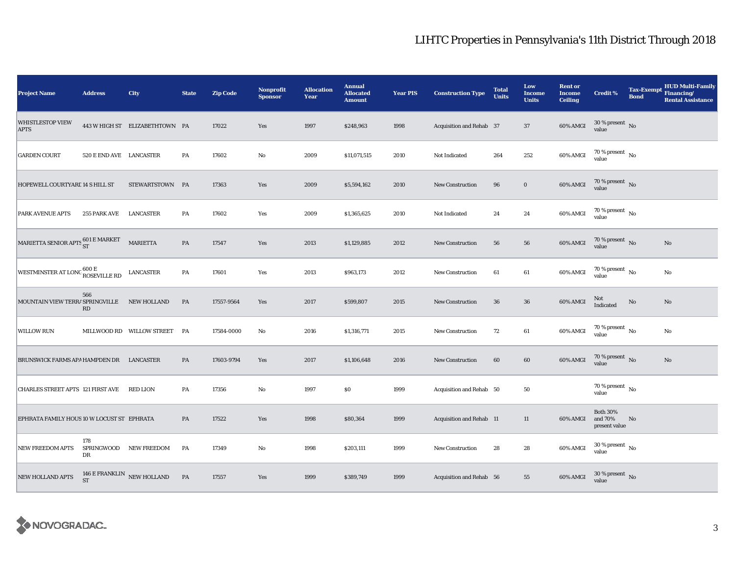# LIHTC Properties in Pennsylvania's 11th District Through 2018

| Project Name | Address | City | State | Zip Code | Nonprofit Sponsor | Allocation Year | Annual Allocated Amount | Year PIS | Construction Type | Total Units | Low Income Units | Rent or Income Ceiling | Credit % | Tax-Exempt Bond | HUD Multi-Family Financing/ Rental Assistance |
|---|---|---|---|---|---|---|---|---|---|---|---|---|---|---|---|
| WHISTLESTOP VIEW APTS | 443 W HIGH ST | ELIZABETHTOWN | PA | 17022 | Yes | 1997 | $248,963 | 1998 | Acquisition and Rehab | 37 | 37 | 60% AMGI | 30 % present value | No | |
| GARDEN COURT | 520 E END AVE | LANCASTER | PA | 17602 | No | 2009 | $11,071,515 | 2010 | Not Indicated | 264 | 252 | 60% AMGI | 70 % present value | No | |
| HOPEWELL COURTYARD | 14 S HILL ST | STEWARTSTOWN | PA | 17363 | Yes | 2009 | $5,594,162 | 2010 | New Construction | 96 | 0 | 60% AMGI | 70 % present value | No | |
| PARK AVENUE APTS | 255 PARK AVE | LANCASTER | PA | 17602 | Yes | 2009 | $1,365,625 | 2010 | Not Indicated | 24 | 24 | 60% AMGI | 70 % present value | No | |
| MARIETTA SENIOR APTS | 601 E MARKET ST | MARIETTA | PA | 17547 | Yes | 2013 | $1,129,885 | 2012 | New Construction | 56 | 56 | 60% AMGI | 70 % present value | No | No |
| WESTMINSTER AT LONG | 600 E ROSEVILLE RD | LANCASTER | PA | 17601 | Yes | 2013 | $963,173 | 2012 | New Construction | 61 | 61 | 60% AMGI | 70 % present value | No | No |
| MOUNTAIN VIEW TERRA | 566 SPRINGVILLE RD | NEW HOLLAND | PA | 17557-9564 | Yes | 2017 | $599,807 | 2015 | New Construction | 36 | 36 | 60% AMGI | Not Indicated | No | No |
| WILLOW RUN | MILLWOOD RD | WILLOW STREET | PA | 17584-0000 | No | 2016 | $1,316,771 | 2015 | New Construction | 72 | 61 | 60% AMGI | 70 % present value | No | No |
| BRUNSWICK FARMS APA | HAMPDEN DR | LANCASTER | PA | 17603-9794 | Yes | 2017 | $1,106,648 | 2016 | New Construction | 60 | 60 | 60% AMGI | 70 % present value | No | No |
| CHARLES STREET APTS | 121 FIRST AVE | RED LION | PA | 17356 | No | 1997 | $0 | 1999 | Acquisition and Rehab | 50 | 50 | | 70 % present value | No | |
| EPHRATA FAMILY HOUS | 10 W LOCUST ST | EPHRATA | PA | 17522 | Yes | 1998 | $80,364 | 1999 | Acquisition and Rehab | 11 | 11 | 60% AMGI | Both 30% and 70% present value | No | |
| NEW FREEDOM APTS | 178 SPRINGWOOD DR | NEW FREEDOM | PA | 17349 | No | 1998 | $203,111 | 1999 | New Construction | 28 | 28 | 60% AMGI | 30 % present value | No | |
| NEW HOLLAND APTS | 146 E FRANKLIN ST | NEW HOLLAND | PA | 17557 | Yes | 1999 | $389,749 | 1999 | Acquisition and Rehab | 56 | 55 | 60% AMGI | 30 % present value | No | |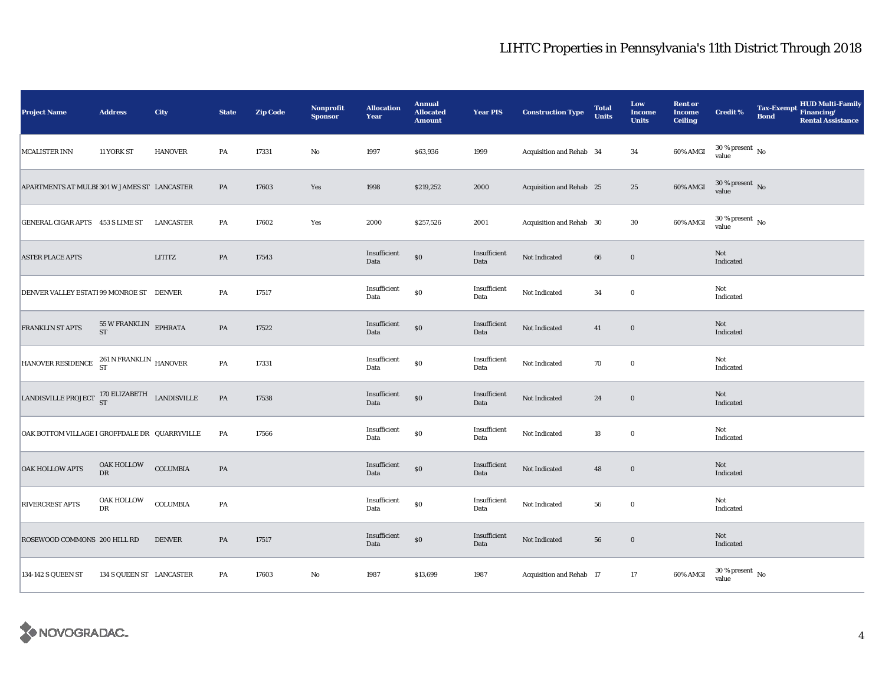# LIHTC Properties in Pennsylvania's 11th District Through 2018

| Project Name | Address | City | State | Zip Code | Nonprofit Sponsor | Allocation Year | Annual Allocated Amount | Year PIS | Construction Type | Total Units | Low Income Units | Rent or Income Ceiling | Credit % | Tax-Exempt Bond | HUD Multi-Family Financing/ Rental Assistance |
|---|---|---|---|---|---|---|---|---|---|---|---|---|---|---|---|
| MCALISTER INN | 11 YORK ST | HANOVER | PA | 17331 | No | 1997 | $63,936 | 1999 | Acquisition and Rehab | 34 | 34 | 60% AMGI | 30 % present value | No | |
| APARTMENTS AT MULBI | 301 W JAMES ST | LANCASTER | PA | 17603 | Yes | 1998 | $219,252 | 2000 | Acquisition and Rehab | 25 | 25 | 60% AMGI | 30 % present value | No | |
| GENERAL CIGAR APTS | 453 S LIME ST | LANCASTER | PA | 17602 | Yes | 2000 | $257,526 | 2001 | Acquisition and Rehab | 30 | 30 | 60% AMGI | 30 % present value | No | |
| ASTER PLACE APTS | | LITITZ | PA | 17543 | | Insufficient Data | $0 | Insufficient Data | Not Indicated | 66 | 0 | | Not Indicated | | |
| DENVER VALLEY ESTATI | 99 MONROE ST | DENVER | PA | 17517 | | Insufficient Data | $0 | Insufficient Data | Not Indicated | 34 | 0 | | Not Indicated | | |
| FRANKLIN ST APTS | 55 W FRANKLIN ST | EPHRATA | PA | 17522 | | Insufficient Data | $0 | Insufficient Data | Not Indicated | 41 | 0 | | Not Indicated | | |
| HANOVER RESIDENCE | 261 N FRANKLIN ST | HANOVER | PA | 17331 | | Insufficient Data | $0 | Insufficient Data | Not Indicated | 70 | 0 | | Not Indicated | | |
| LANDISVILLE PROJECT | 170 ELIZABETH ST | LANDISVILLE | PA | 17538 | | Insufficient Data | $0 | Insufficient Data | Not Indicated | 24 | 0 | | Not Indicated | | |
| OAK BOTTOM VILLAGE I | GROFFDALE DR | QUARRYVILLE | PA | 17566 | | Insufficient Data | $0 | Insufficient Data | Not Indicated | 18 | 0 | | Not Indicated | | |
| OAK HOLLOW APTS | OAK HOLLOW DR | COLUMBIA | PA | | | Insufficient Data | $0 | Insufficient Data | Not Indicated | 48 | 0 | | Not Indicated | | |
| RIVERCREST APTS | OAK HOLLOW DR | COLUMBIA | PA | | | Insufficient Data | $0 | Insufficient Data | Not Indicated | 56 | 0 | | Not Indicated | | |
| ROSEWOOD COMMONS | 200 HILL RD | DENVER | PA | 17517 | | Insufficient Data | $0 | Insufficient Data | Not Indicated | 56 | 0 | | Not Indicated | | |
| 134-142 S QUEEN ST | 134 S QUEEN ST | LANCASTER | PA | 17603 | No | 1987 | $13,699 | 1987 | Acquisition and Rehab | 17 | 17 | 60% AMGI | 30 % present value | No | |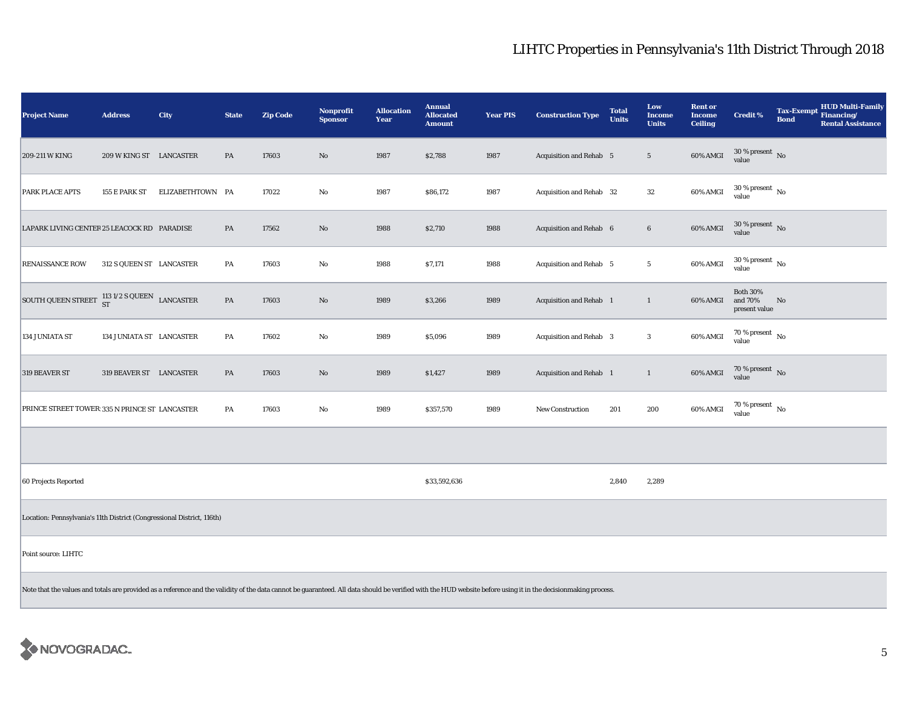# LIHTC Properties in Pennsylvania's 11th District Through 2018

| Project Name | Address | City | State | Zip Code | Nonprofit Sponsor | Allocation Year | Annual Allocated Amount | Year PIS | Construction Type | Total Units | Low Income Units | Rent or Income Ceiling | Credit % | Tax-Exempt Bond | HUD Multi-Family Financing/ Rental Assistance |
|---|---|---|---|---|---|---|---|---|---|---|---|---|---|---|---|
| 209-211 W KING | 209 W KING ST | LANCASTER | PA | 17603 | No | 1987 | $2,788 | 1987 | Acquisition and Rehab | 5 | 5 | 60% AMGI | 30 % present value | No | |
| PARK PLACE APTS | 155 E PARK ST | ELIZABETHTOWN | PA | 17022 | No | 1987 | $86,172 | 1987 | Acquisition and Rehab | 32 | 32 | 60% AMGI | 30 % present value | No | |
| LAPARK LIVING CENTER | 25 LEACOCK RD | PARADISE | PA | 17562 | No | 1988 | $2,710 | 1988 | Acquisition and Rehab | 6 | 6 | 60% AMGI | 30 % present value | No | |
| RENAISSANCE ROW | 312 S QUEEN ST | LANCASTER | PA | 17603 | No | 1988 | $7,171 | 1988 | Acquisition and Rehab | 5 | 5 | 60% AMGI | 30 % present value | No | |
| SOUTH QUEEN STREET | 113 1/2 S QUEEN ST | LANCASTER | PA | 17603 | No | 1989 | $3,266 | 1989 | Acquisition and Rehab | 1 | 1 | 60% AMGI | Both 30% and 70% present value | No | |
| 134 JUNIATA ST | 134 JUNIATA ST | LANCASTER | PA | 17602 | No | 1989 | $5,096 | 1989 | Acquisition and Rehab | 3 | 3 | 60% AMGI | 70 % present value | No | |
| 319 BEAVER ST | 319 BEAVER ST | LANCASTER | PA | 17603 | No | 1989 | $1,427 | 1989 | Acquisition and Rehab | 1 | 1 | 60% AMGI | 70 % present value | No | |
| PRINCE STREET TOWERS | 335 N PRINCE ST | LANCASTER | PA | 17603 | No | 1989 | $357,570 | 1989 | New Construction | 201 | 200 | 60% AMGI | 70 % present value | No | |
| | | | | | | | | | | | | | | | |
| 60 Projects Reported | | | | | | | $33,592,636 | | | 2,840 | 2,289 | | | | |

Location: Pennsylvania's 11th District (Congressional District, 116th)

Point source: LIHTC

Note that the values and totals are provided as a reference and the validity of the data cannot be guaranteed. All data should be verified with the HUD website before using it in the decisionmaking process.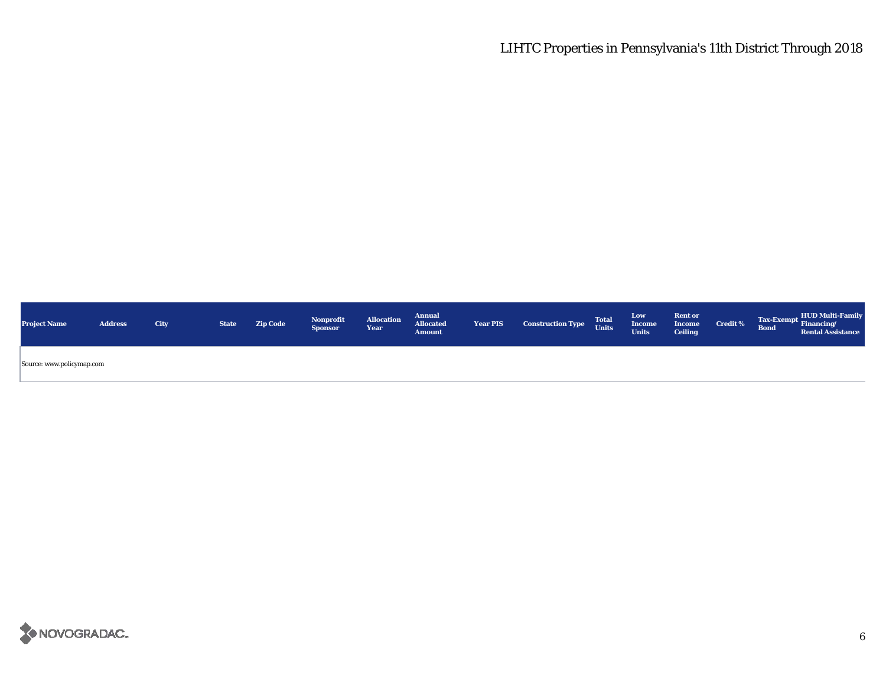# LIHTC Properties in Pennsylvania's 11th District Through 2018

| Project Name | Address | City | State | Zip Code | Nonprofit Sponsor | Allocation Year | Annual Allocated Amount | Year PIS | Construction Type | Total Units | Low Income Units | Rent or Income Ceiling | Credit % | Tax-Exempt Bond | HUD Multi-Family Financing/ Rental Assistance |
|---|---|---|---|---|---|---|---|---|---|---|---|---|---|---|---|

Source: www.policymap.com